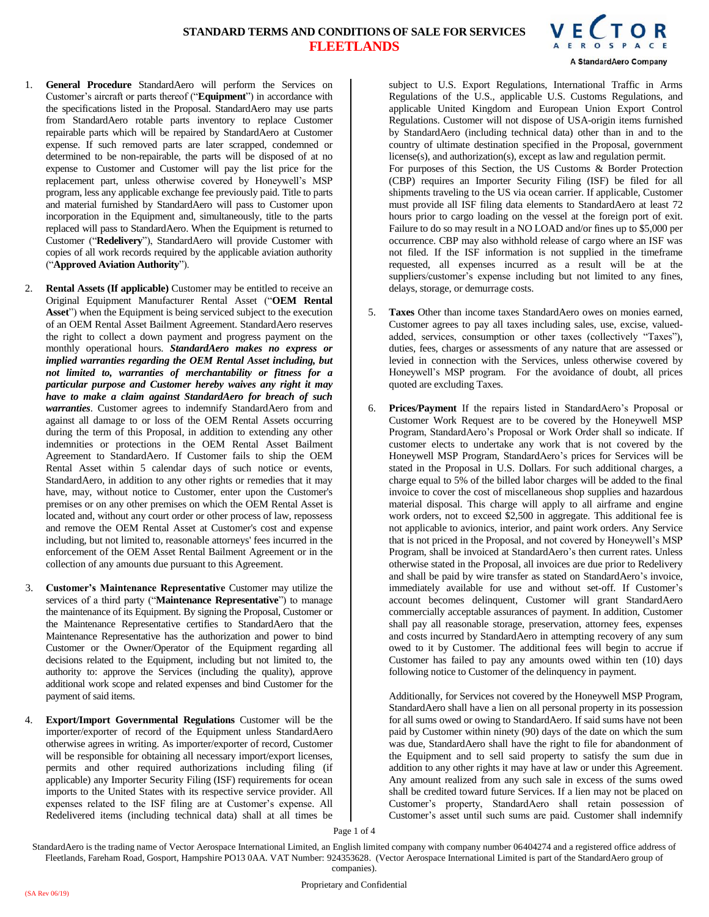# STANDARD TERMS AND CONDITIONS OF SALE FOR SERVICES

## FLEETLANDS

VECTOR AEROSPACE
A StandardAero Company

1. **General Procedure** StandardAero will perform the Services on Customer's aircraft or parts thereof ("**Equipment**") in accordance with the specifications listed in the Proposal. StandardAero may use parts from StandardAero rotable parts inventory to replace Customer repairable parts which will be repaired by StandardAero at Customer expense. If such removed parts are later scrapped, condemned or determined to be non-repairable, the parts will be disposed of at no expense to Customer and Customer will pay the list price for the replacement part, unless otherwise covered by Honeywell's MSP program, less any applicable exchange fee previously paid. Title to parts and material furnished by StandardAero will pass to Customer upon incorporation in the Equipment and, simultaneously, title to the parts replaced will pass to StandardAero. When the Equipment is returned to Customer ("**Redelivery**"), StandardAero will provide Customer with copies of all work records required by the applicable aviation authority ("**Approved Aviation Authority**").

2. **Rental Assets (If applicable)** Customer may be entitled to receive an Original Equipment Manufacturer Rental Asset ("**OEM Rental Asset**") when the Equipment is being serviced subject to the execution of an OEM Rental Asset Bailment Agreement. StandardAero reserves the right to collect a down payment and progress payment on the monthly operational hours. ***StandardAero makes no express or implied warranties regarding the OEM Rental Asset including, but not limited to, warranties of merchantability or fitness for a particular purpose and Customer hereby waives any right it may have to make a claim against StandardAero for breach of such warranties***. Customer agrees to indemnify StandardAero from and against all damage to or loss of the OEM Rental Assets occurring during the term of this Proposal, in addition to extending any other indemnities or protections in the OEM Rental Asset Bailment Agreement to StandardAero. If Customer fails to ship the OEM Rental Asset within 5 calendar days of such notice or events, StandardAero, in addition to any other rights or remedies that it may have, may, without notice to Customer, enter upon the Customer's premises or on any other premises on which the OEM Rental Asset is located and, without any court order or other process of law, repossess and remove the OEM Rental Asset at Customer's cost and expense including, but not limited to, reasonable attorneys' fees incurred in the enforcement of the OEM Asset Rental Bailment Agreement or in the collection of any amounts due pursuant to this Agreement.

3. **Customer's Maintenance Representative** Customer may utilize the services of a third party ("**Maintenance Representative**") to manage the maintenance of its Equipment. By signing the Proposal, Customer or the Maintenance Representative certifies to StandardAero that the Maintenance Representative has the authorization and power to bind Customer or the Owner/Operator of the Equipment regarding all decisions related to the Equipment, including but not limited to, the authority to: approve the Services (including the quality), approve additional work scope and related expenses and bind Customer for the payment of said items.

4. **Export/Import Governmental Regulations** Customer will be the importer/exporter of record of the Equipment unless StandardAero otherwise agrees in writing. As importer/exporter of record, Customer will be responsible for obtaining all necessary import/export licenses, permits and other required authorizations including filing (if applicable) any Importer Security Filing (ISF) requirements for ocean imports to the United States with its respective service provider. All expenses related to the ISF filing are at Customer's expense. All Redelivered items (including technical data) shall at all times be subject to U.S. Export Regulations, International Traffic in Arms Regulations of the U.S., applicable U.S. Customs Regulations, and applicable United Kingdom and European Union Export Control Regulations. Customer will not dispose of USA-origin items furnished by StandardAero (including technical data) other than in and to the country of ultimate destination specified in the Proposal, government license(s), and authorization(s), except as law and regulation permit.
   For purposes of this Section, the US Customs & Border Protection (CBP) requires an Importer Security Filing (ISF) be filed for all shipments traveling to the US via ocean carrier. If applicable, Customer must provide all ISF filing data elements to StandardAero at least 72 hours prior to cargo loading on the vessel at the foreign port of exit. Failure to do so may result in a NO LOAD and/or fines up to $5,000 per occurrence. CBP may also withhold release of cargo where an ISF was not filed. If the ISF information is not supplied in the timeframe requested, all expenses incurred as a result will be at the suppliers/customer's expense including but not limited to any fines, delays, storage, or demurrage costs.

5. **Taxes** Other than income taxes StandardAero owes on monies earned, Customer agrees to pay all taxes including sales, use, excise, valued-added, services, consumption or other taxes (collectively "Taxes"), duties, fees, charges or assessments of any nature that are assessed or levied in connection with the Services, unless otherwise covered by Honeywell's MSP program. For the avoidance of doubt, all prices quoted are excluding Taxes.

6. **Prices/Payment** If the repairs listed in StandardAero's Proposal or Customer Work Request are to be covered by the Honeywell MSP Program, StandardAero's Proposal or Work Order shall so indicate. If customer elects to undertake any work that is not covered by the Honeywell MSP Program, StandardAero's prices for Services will be stated in the Proposal in U.S. Dollars. For such additional charges, a charge equal to 5% of the billed labor charges will be added to the final invoice to cover the cost of miscellaneous shop supplies and hazardous material disposal. This charge will apply to all airframe and engine work orders, not to exceed $2,500 in aggregate. This additional fee is not applicable to avionics, interior, and paint work orders. Any Service that is not priced in the Proposal, and not covered by Honeywell's MSP Program, shall be invoiced at StandardAero's then current rates. Unless otherwise stated in the Proposal, all invoices are due prior to Redelivery and shall be paid by wire transfer as stated on StandardAero's invoice, immediately available for use and without set-off. If Customer's account becomes delinquent, Customer will grant StandardAero commercially acceptable assurances of payment. In addition, Customer shall pay all reasonable storage, preservation, attorney fees, expenses and costs incurred by StandardAero in attempting recovery of any sum owed to it by Customer. The additional fees will begin to accrue if Customer has failed to pay any amounts owed within ten (10) days following notice to Customer of the delinquency in payment.

   Additionally, for Services not covered by the Honeywell MSP Program, StandardAero shall have a lien on all personal property in its possession for all sums owed or owing to StandardAero. If said sums have not been paid by Customer within ninety (90) days of the date on which the sum was due, StandardAero shall have the right to file for abandonment of the Equipment and to sell said property to satisfy the sum due in addition to any other rights it may have at law or under this Agreement. Any amount realized from any such sale in excess of the sums owed shall be credited toward future Services. If a lien may not be placed on Customer's property, StandardAero shall retain possession of Customer's asset until such sums are paid. Customer shall indemnify

StandardAero is the trading name of Vector Aerospace International Limited, an English limited company with company number 06404274 and a registered office address of Fleetlands, Fareham Road, Gosport, Hampshire PO13 0AA. VAT Number: 924353628. (Vector Aerospace International Limited is part of the StandardAero group of companies).

Proprietary and Confidential

(SA Rev 06/19)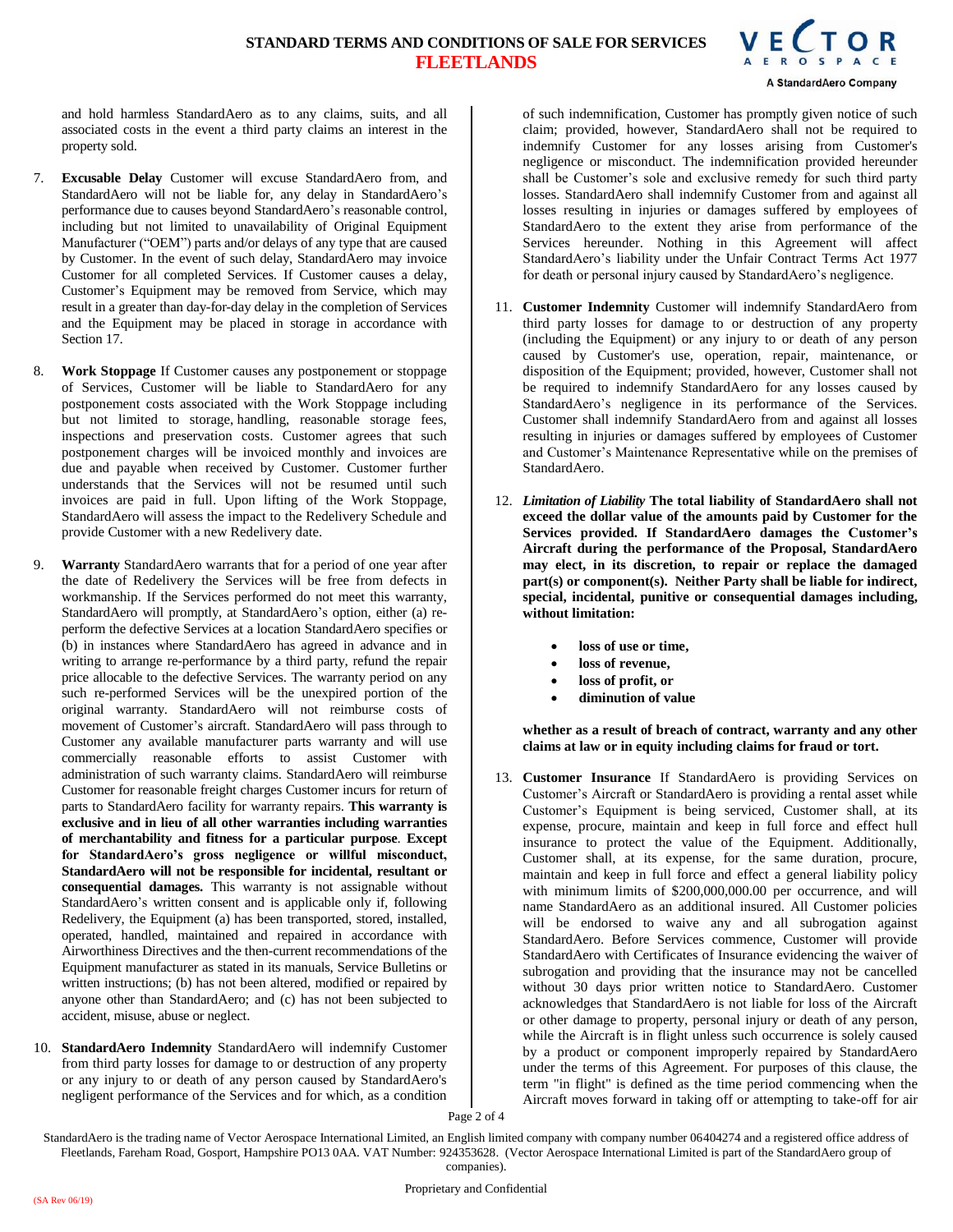and hold harmless StandardAero as to any claims, suits, and all associated costs in the event a third party claims an interest in the property sold.

7. **Excusable Delay** Customer will excuse StandardAero from, and StandardAero will not be liable for, any delay in StandardAero's performance due to causes beyond StandardAero's reasonable control, including but not limited to unavailability of Original Equipment Manufacturer ("OEM") parts and/or delays of any type that are caused by Customer. In the event of such delay, StandardAero may invoice Customer for all completed Services. If Customer causes a delay, Customer's Equipment may be removed from Service, which may result in a greater than day-for-day delay in the completion of Services and the Equipment may be placed in storage in accordance with Section 17.

8. **Work Stoppage** If Customer causes any postponement or stoppage of Services, Customer will be liable to StandardAero for any postponement costs associated with the Work Stoppage including but not limited to storage, handling, reasonable storage fees, inspections and preservation costs. Customer agrees that such postponement charges will be invoiced monthly and invoices are due and payable when received by Customer. Customer further understands that the Services will not be resumed until such invoices are paid in full. Upon lifting of the Work Stoppage, StandardAero will assess the impact to the Redelivery Schedule and provide Customer with a new Redelivery date.

9. **Warranty** StandardAero warrants that for a period of one year after the date of Redelivery the Services will be free from defects in workmanship. If the Services performed do not meet this warranty, StandardAero will promptly, at StandardAero's option, either (a) re-perform the defective Services at a location StandardAero specifies or (b) in instances where StandardAero has agreed in advance and in writing to arrange re-performance by a third party, refund the repair price allocable to the defective Services. The warranty period on any such re-performed Services will be the unexpired portion of the original warranty. StandardAero will not reimburse costs of movement of Customer's aircraft. StandardAero will pass through to Customer any available manufacturer parts warranty and will use commercially reasonable efforts to assist Customer with administration of such warranty claims. StandardAero will reimburse Customer for reasonable freight charges Customer incurs for return of parts to StandardAero facility for warranty repairs. **This warranty is exclusive and in lieu of all other warranties including warranties of merchantability and fitness for a particular purpose**. **Except for StandardAero's gross negligence or willful misconduct, StandardAero will not be responsible for incidental, resultant or consequential damages.** This warranty is not assignable without StandardAero's written consent and is applicable only if, following Redelivery, the Equipment (a) has been transported, stored, installed, operated, handled, maintained and repaired in accordance with Airworthiness Directives and the then-current recommendations of the Equipment manufacturer as stated in its manuals, Service Bulletins or written instructions; (b) has not been altered, modified or repaired by anyone other than StandardAero; and (c) has not been subjected to accident, misuse, abuse or neglect.

10. **StandardAero Indemnity** StandardAero will indemnify Customer from third party losses for damage to or destruction of any property or any injury to or death of any person caused by StandardAero's negligent performance of the Services and for which, as a condition of such indemnification, Customer has promptly given notice of such claim; provided, however, StandardAero shall not be required to indemnify Customer for any losses arising from Customer's negligence or misconduct. The indemnification provided hereunder shall be Customer's sole and exclusive remedy for such third party losses. StandardAero shall indemnify Customer from and against all losses resulting in injuries or damages suffered by employees of StandardAero to the extent they arise from performance of the Services hereunder. Nothing in this Agreement will affect StandardAero's liability under the Unfair Contract Terms Act 1977 for death or personal injury caused by StandardAero's negligence.

11. **Customer Indemnity** Customer will indemnify StandardAero from third party losses for damage to or destruction of any property (including the Equipment) or any injury to or death of any person caused by Customer's use, operation, repair, maintenance, or disposition of the Equipment; provided, however, Customer shall not be required to indemnify StandardAero for any losses caused by StandardAero's negligence in its performance of the Services. Customer shall indemnify StandardAero from and against all losses resulting in injuries or damages suffered by employees of Customer and Customer's Maintenance Representative while on the premises of StandardAero.

12. ***Limitation of Liability*** **The total liability of StandardAero shall not exceed the dollar value of the amounts paid by Customer for the Services provided. If StandardAero damages the Customer's Aircraft during the performance of the Proposal, StandardAero may elect, in its discretion, to repair or replace the damaged part(s) or component(s). Neither Party shall be liable for indirect, special, incidental, punitive or consequential damages including, without limitation:**

    - **loss of use or time,**
    - **loss of revenue,**
    - **loss of profit, or**
    - **diminution of value**

    **whether as a result of breach of contract, warranty and any other claims at law or in equity including claims for fraud or tort.**

13. **Customer Insurance** If StandardAero is providing Services on Customer's Aircraft or StandardAero is providing a rental asset while Customer's Equipment is being serviced, Customer shall, at its expense, procure, maintain and keep in full force and effect hull insurance to protect the value of the Equipment. Additionally, Customer shall, at its expense, for the same duration, procure, maintain and keep in full force and effect a general liability policy with minimum limits of $200,000,000.00 per occurrence, and will name StandardAero as an additional insured. All Customer policies will be endorsed to waive any and all subrogation against StandardAero. Before Services commence, Customer will provide StandardAero with Certificates of Insurance evidencing the waiver of subrogation and providing that the insurance may not be cancelled without 30 days prior written notice to StandardAero. Customer acknowledges that StandardAero is not liable for loss of the Aircraft or other damage to property, personal injury or death of any person, while the Aircraft is in flight unless such occurrence is solely caused by a product or component improperly repaired by StandardAero under the terms of this Agreement. For purposes of this clause, the term "in flight" is defined as the time period commencing when the Aircraft moves forward in taking off or attempting to take-off for air

StandardAero is the trading name of Vector Aerospace International Limited, an English limited company with company number 06404274 and a registered office address of Fleetlands, Fareham Road, Gosport, Hampshire PO13 0AA. VAT Number: 924353628. (Vector Aerospace International Limited is part of the StandardAero group of companies).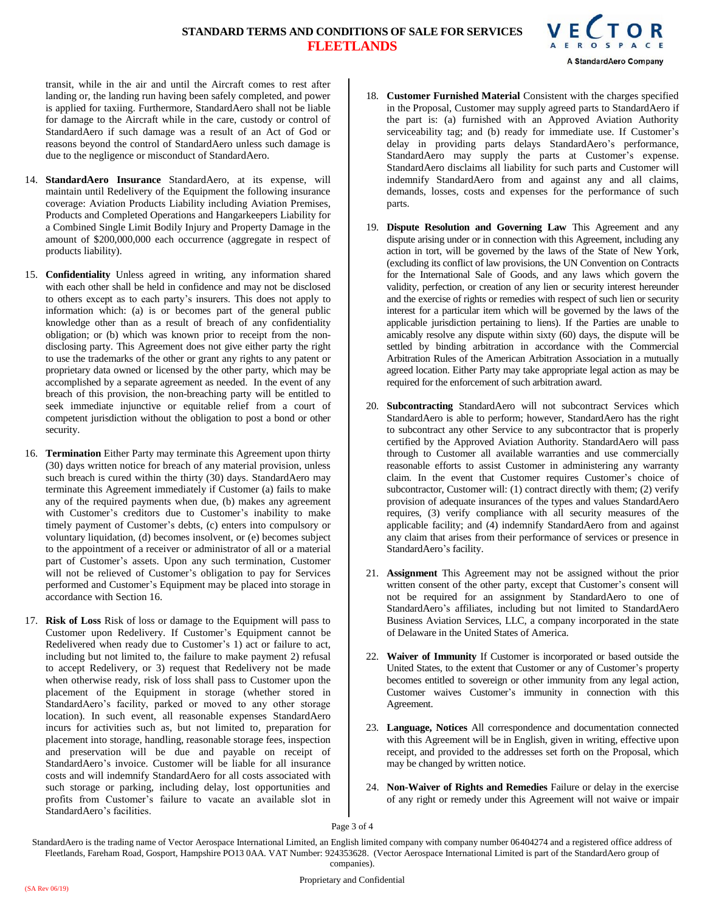transit, while in the air and until the Aircraft comes to rest after landing or, the landing run having been safely completed, and power is applied for taxiing. Furthermore, StandardAero shall not be liable for damage to the Aircraft while in the care, custody or control of StandardAero if such damage was a result of an Act of God or reasons beyond the control of StandardAero unless such damage is due to the negligence or misconduct of StandardAero.

14. **StandardAero Insurance** StandardAero, at its expense, will maintain until Redelivery of the Equipment the following insurance coverage: Aviation Products Liability including Aviation Premises, Products and Completed Operations and Hangarkeepers Liability for a Combined Single Limit Bodily Injury and Property Damage in the amount of $200,000,000 each occurrence (aggregate in respect of products liability).

15. **Confidentiality** Unless agreed in writing, any information shared with each other shall be held in confidence and may not be disclosed to others except as to each party's insurers. This does not apply to information which: (a) is or becomes part of the general public knowledge other than as a result of breach of any confidentiality obligation; or (b) which was known prior to receipt from the non-disclosing party. This Agreement does not give either party the right to use the trademarks of the other or grant any rights to any patent or proprietary data owned or licensed by the other party, which may be accomplished by a separate agreement as needed. In the event of any breach of this provision, the non-breaching party will be entitled to seek immediate injunctive or equitable relief from a court of competent jurisdiction without the obligation to post a bond or other security.

16. **Termination** Either Party may terminate this Agreement upon thirty (30) days written notice for breach of any material provision, unless such breach is cured within the thirty (30) days. StandardAero may terminate this Agreement immediately if Customer (a) fails to make any of the required payments when due, (b) makes any agreement with Customer's creditors due to Customer's inability to make timely payment of Customer's debts, (c) enters into compulsory or voluntary liquidation, (d) becomes insolvent, or (e) becomes subject to the appointment of a receiver or administrator of all or a material part of Customer's assets. Upon any such termination, Customer will not be relieved of Customer's obligation to pay for Services performed and Customer's Equipment may be placed into storage in accordance with Section 16.

17. **Risk of Loss** Risk of loss or damage to the Equipment will pass to Customer upon Redelivery. If Customer's Equipment cannot be Redelivered when ready due to Customer's 1) act or failure to act, including but not limited to, the failure to make payment 2) refusal to accept Redelivery, or 3) request that Redelivery not be made when otherwise ready, risk of loss shall pass to Customer upon the placement of the Equipment in storage (whether stored in StandardAero's facility, parked or moved to any other storage location). In such event, all reasonable expenses StandardAero incurs for activities such as, but not limited to, preparation for placement into storage, handling, reasonable storage fees, inspection and preservation will be due and payable on receipt of StandardAero's invoice. Customer will be liable for all insurance costs and will indemnify StandardAero for all costs associated with such storage or parking, including delay, lost opportunities and profits from Customer's failure to vacate an available slot in StandardAero's facilities.

18. **Customer Furnished Material** Consistent with the charges specified in the Proposal, Customer may supply agreed parts to StandardAero if the part is: (a) furnished with an Approved Aviation Authority serviceability tag; and (b) ready for immediate use. If Customer's delay in providing parts delays StandardAero's performance, StandardAero may supply the parts at Customer's expense. StandardAero disclaims all liability for such parts and Customer will indemnify StandardAero from and against any and all claims, demands, losses, costs and expenses for the performance of such parts.

19. **Dispute Resolution and Governing Law** This Agreement and any dispute arising under or in connection with this Agreement, including any action in tort, will be governed by the laws of the State of New York, (excluding its conflict of law provisions, the UN Convention on Contracts for the International Sale of Goods, and any laws which govern the validity, perfection, or creation of any lien or security interest hereunder and the exercise of rights or remedies with respect of such lien or security interest for a particular item which will be governed by the laws of the applicable jurisdiction pertaining to liens). If the Parties are unable to amicably resolve any dispute within sixty (60) days, the dispute will be settled by binding arbitration in accordance with the Commercial Arbitration Rules of the American Arbitration Association in a mutually agreed location. Either Party may take appropriate legal action as may be required for the enforcement of such arbitration award.

20. **Subcontracting** StandardAero will not subcontract Services which StandardAero is able to perform; however, StandardAero has the right to subcontract any other Service to any subcontractor that is properly certified by the Approved Aviation Authority. StandardAero will pass through to Customer all available warranties and use commercially reasonable efforts to assist Customer in administering any warranty claim. In the event that Customer requires Customer's choice of subcontractor, Customer will: (1) contract directly with them; (2) verify provision of adequate insurances of the types and values StandardAero requires, (3) verify compliance with all security measures of the applicable facility; and (4) indemnify StandardAero from and against any claim that arises from their performance of services or presence in StandardAero's facility.

21. **Assignment** This Agreement may not be assigned without the prior written consent of the other party, except that Customer's consent will not be required for an assignment by StandardAero to one of StandardAero's affiliates, including but not limited to StandardAero Business Aviation Services, LLC, a company incorporated in the state of Delaware in the United States of America.

22. **Waiver of Immunity** If Customer is incorporated or based outside the United States, to the extent that Customer or any of Customer's property becomes entitled to sovereign or other immunity from any legal action, Customer waives Customer's immunity in connection with this Agreement.

23. **Language, Notices** All correspondence and documentation connected with this Agreement will be in English, given in writing, effective upon receipt, and provided to the addresses set forth on the Proposal, which may be changed by written notice.

24. **Non-Waiver of Rights and Remedies** Failure or delay in the exercise of any right or remedy under this Agreement will not waive or impair

StandardAero is the trading name of Vector Aerospace International Limited, an English limited company with company number 06404274 and a registered office address of Fleetlands, Fareham Road, Gosport, Hampshire PO13 0AA. VAT Number: 924353628. (Vector Aerospace International Limited is part of the StandardAero group of companies).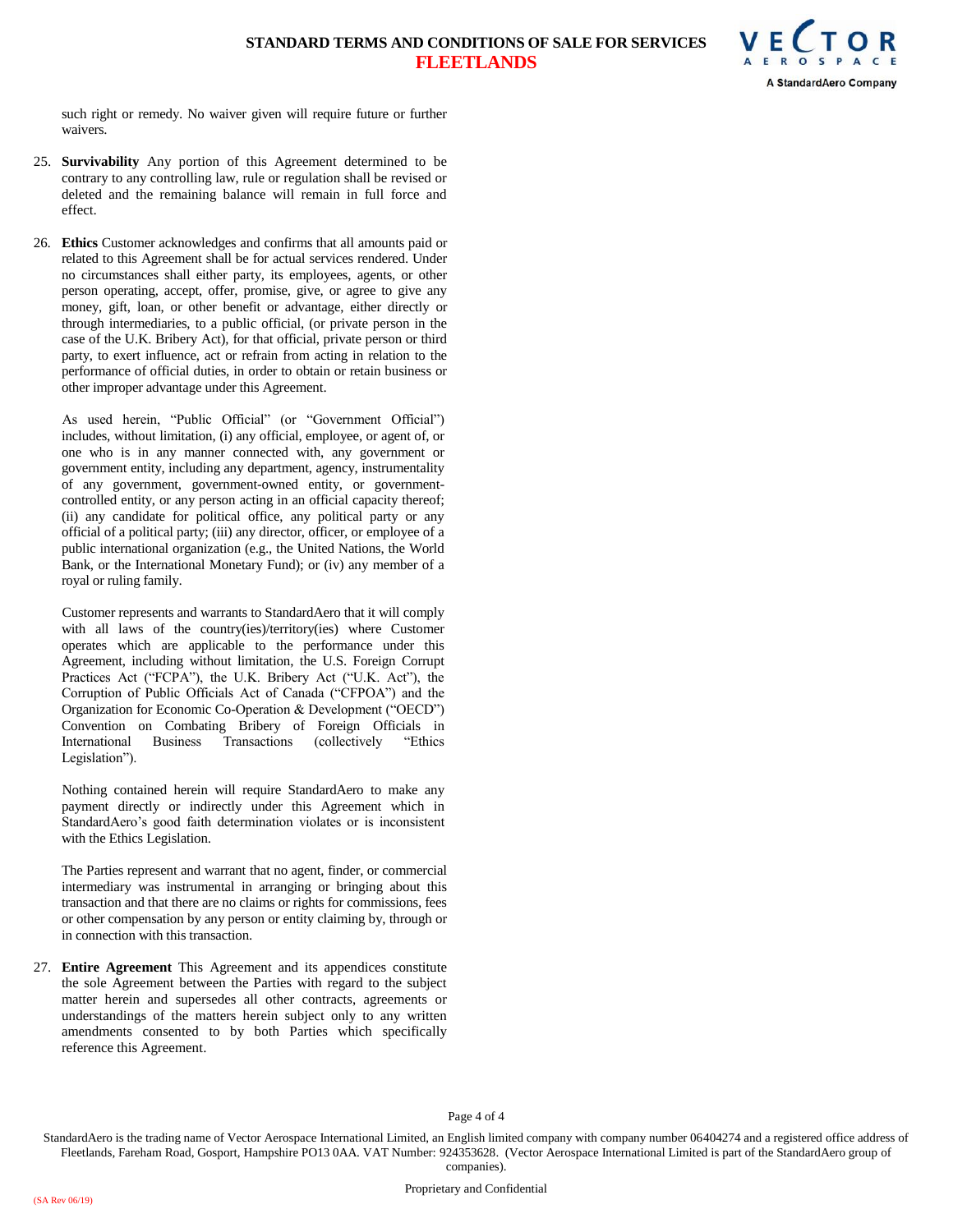such right or remedy. No waiver given will require future or further waivers.

25. **Survivability** Any portion of this Agreement determined to be contrary to any controlling law, rule or regulation shall be revised or deleted and the remaining balance will remain in full force and effect.

26. **Ethics** Customer acknowledges and confirms that all amounts paid or related to this Agreement shall be for actual services rendered. Under no circumstances shall either party, its employees, agents, or other person operating, accept, offer, promise, give, or agree to give any money, gift, loan, or other benefit or advantage, either directly or through intermediaries, to a public official, (or private person in the case of the U.K. Bribery Act), for that official, private person or third party, to exert influence, act or refrain from acting in relation to the performance of official duties, in order to obtain or retain business or other improper advantage under this Agreement.

    As used herein, "Public Official" (or "Government Official") includes, without limitation, (i) any official, employee, or agent of, or one who is in any manner connected with, any government or government entity, including any department, agency, instrumentality of any government, government-owned entity, or government-controlled entity, or any person acting in an official capacity thereof; (ii) any candidate for political office, any political party or any official of a political party; (iii) any director, officer, or employee of a public international organization (e.g., the United Nations, the World Bank, or the International Monetary Fund); or (iv) any member of a royal or ruling family.

    Customer represents and warrants to StandardAero that it will comply with all laws of the country(ies)/territory(ies) where Customer operates which are applicable to the performance under this Agreement, including without limitation, the U.S. Foreign Corrupt Practices Act ("FCPA"), the U.K. Bribery Act ("U.K. Act"), the Corruption of Public Officials Act of Canada ("CFPOA") and the Organization for Economic Co-Operation & Development ("OECD") Convention on Combating Bribery of Foreign Officials in International Business Transactions (collectively "Ethics Legislation").

    Nothing contained herein will require StandardAero to make any payment directly or indirectly under this Agreement which in StandardAero's good faith determination violates or is inconsistent with the Ethics Legislation.

    The Parties represent and warrant that no agent, finder, or commercial intermediary was instrumental in arranging or bringing about this transaction and that there are no claims or rights for commissions, fees or other compensation by any person or entity claiming by, through or in connection with this transaction.

27. **Entire Agreement** This Agreement and its appendices constitute the sole Agreement between the Parties with regard to the subject matter herein and supersedes all other contracts, agreements or understandings of the matters herein subject only to any written amendments consented to by both Parties which specifically reference this Agreement.

StandardAero is the trading name of Vector Aerospace International Limited, an English limited company with company number 06404274 and a registered office address of Fleetlands, Fareham Road, Gosport, Hampshire PO13 0AA. VAT Number: 924353628. (Vector Aerospace International Limited is part of the StandardAero group of companies).